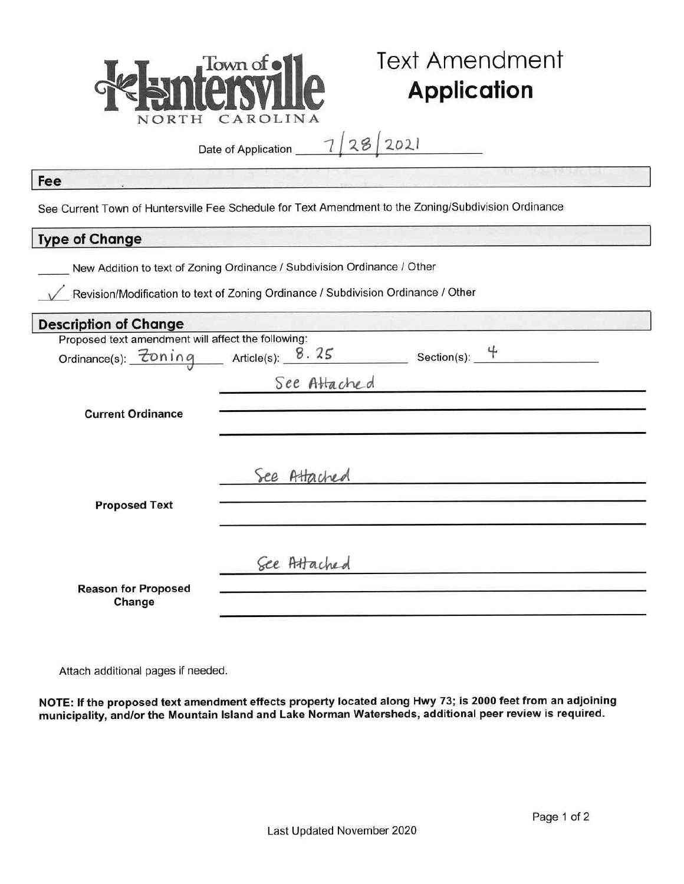# Town of Huntersville
NORTH CAROLINA

# Text Amendment **Application**

Date of Application 7/28/2021

## Fee

See Current Town of Huntersville Fee Schedule for Text Amendment to the Zoning/Subdivision Ordinance

## Type of Change

_____ New Addition to text of Zoning Ordinance / Subdivision Ordinance / Other

✓ Revision/Modification to text of Zoning Ordinance / Subdivision Ordinance / Other

## Description of Change

Proposed text amendment will affect the following:

Ordinance(s): Zoning Article(s): 8.25 Section(s): 4

**Current Ordinance** See Attached

**Proposed Text** See Attached

**Reason for Proposed Change** See Attached

Attach additional pages if needed.

**NOTE: If the proposed text amendment effects property located along Hwy 73; is 2000 feet from an adjoining municipality, and/or the Mountain Island and Lake Norman Watersheds, additional peer review is required.**

Last Updated November 2020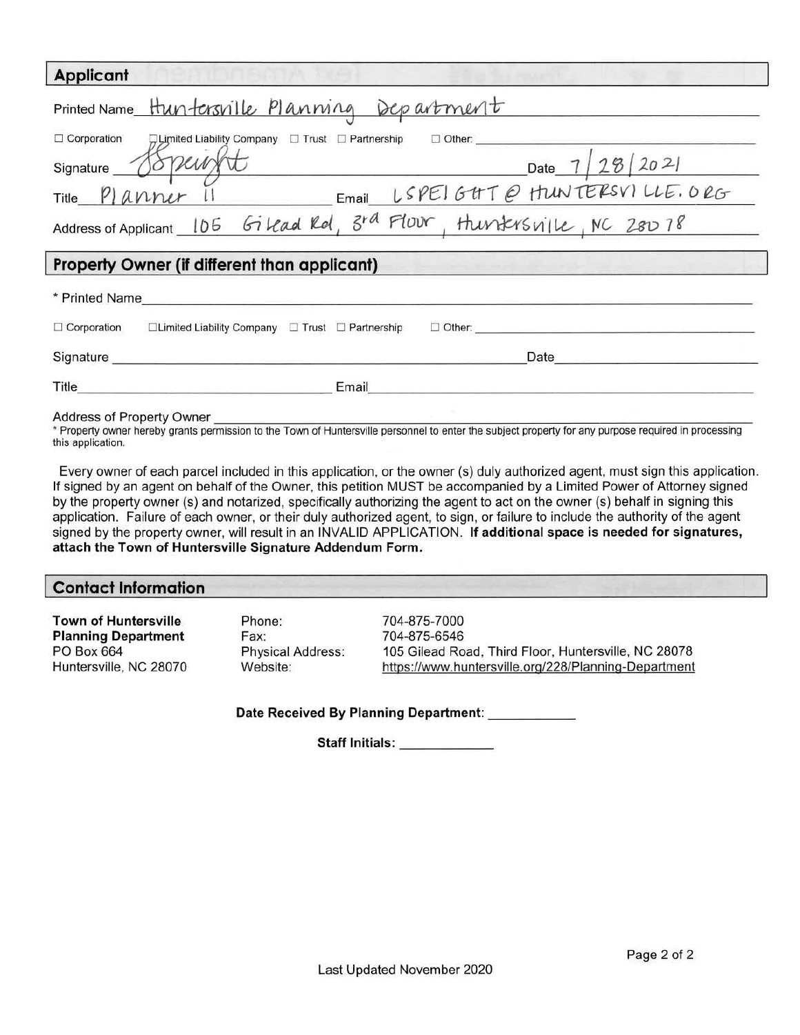## Applicant

Printed Name Huntersville Planning Department

☐ Corporation ☐ Limited Liability Company ☐ Trust ☐ Partnership ☐ Other: \_\_\_\_\_\_\_\_

Signature LSpeight Date 7/28/2021

Title Planner II Email LSPEIGHT@HUNTERSVILLE.ORG

Address of Applicant 105 Gilead Rd, 3rd Floor, Huntersville, NC 28078

## Property Owner (if different than applicant)

\* Printed Name \_\_\_\_\_\_\_\_

☐ Corporation ☐ Limited Liability Company ☐ Trust ☐ Partnership ☐ Other: \_\_\_\_\_\_\_\_

Signature \_\_\_\_\_\_\_\_ Date \_\_\_\_\_\_\_\_

Title \_\_\_\_\_\_\_\_ Email \_\_\_\_\_\_\_\_

Address of Property Owner \_\_\_\_\_\_\_\_

\* Property owner hereby grants permission to the Town of Huntersville personnel to enter the subject property for any purpose required in processing this application.

Every owner of each parcel included in this application, or the owner (s) duly authorized agent, must sign this application. If signed by an agent on behalf of the Owner, this petition MUST be accompanied by a Limited Power of Attorney signed by the property owner (s) and notarized, specifically authorizing the agent to act on the owner (s) behalf in signing this application. Failure of each owner, or their duly authorized agent, to sign, or failure to include the authority of the agent signed by the property owner, will result in an INVALID APPLICATION. **If additional space is needed for signatures, attach the Town of Huntersville Signature Addendum Form.**

## Contact Information

**Town of Huntersville**
**Planning Department**
PO Box 664
Huntersville, NC 28070

Phone: 704-875-7000
Fax: 704-875-6546
Physical Address: 105 Gilead Road, Third Floor, Huntersville, NC 28078
Website: https://www.huntersville.org/228/Planning-Department

**Date Received By Planning Department:** \_\_\_\_\_\_\_\_

**Staff Initials:** \_\_\_\_\_\_\_\_

Last Updated November 2020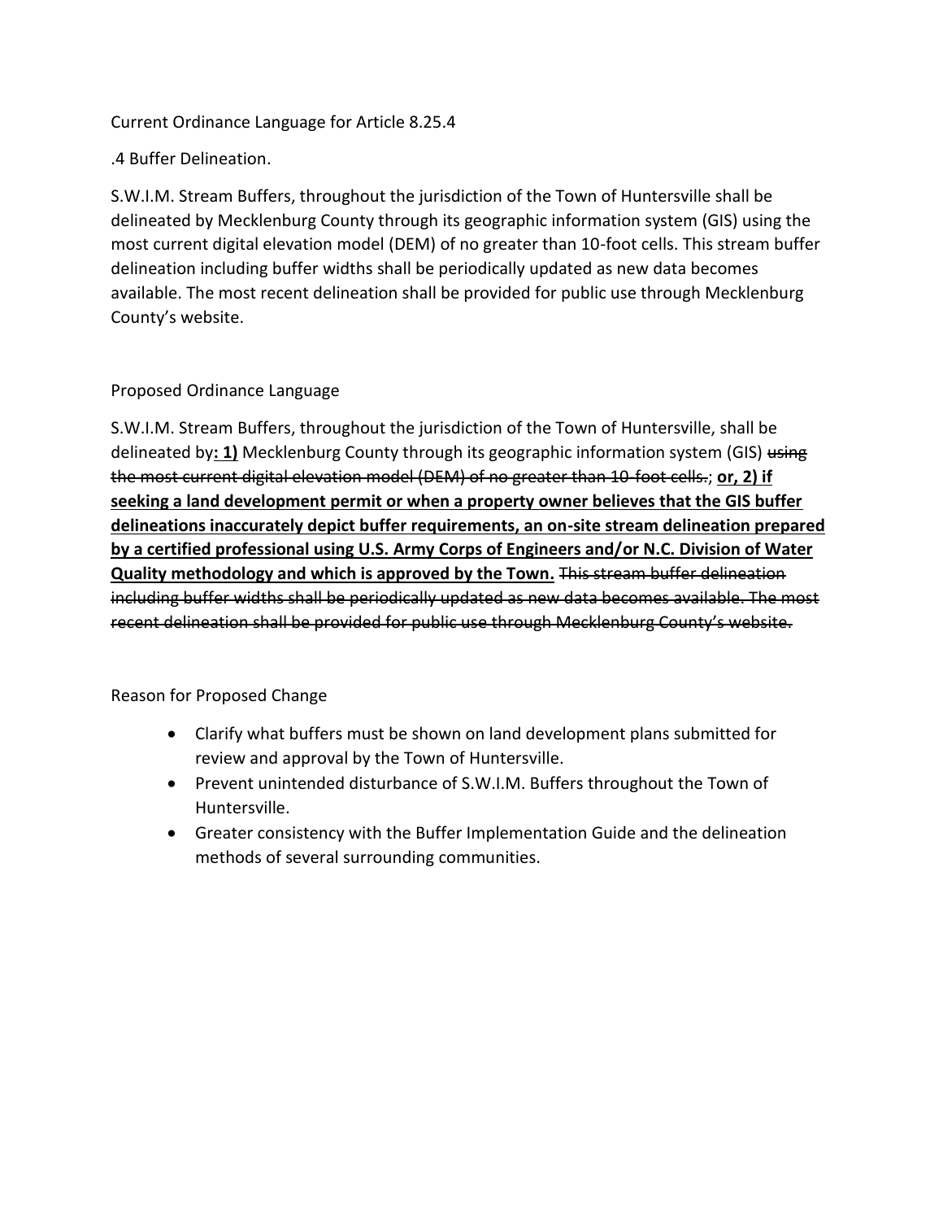Current Ordinance Language for Article 8.25.4

.4 Buffer Delineation.

S.W.I.M. Stream Buffers, throughout the jurisdiction of the Town of Huntersville shall be delineated by Mecklenburg County through its geographic information system (GIS) using the most current digital elevation model (DEM) of no greater than 10-foot cells. This stream buffer delineation including buffer widths shall be periodically updated as new data becomes available. The most recent delineation shall be provided for public use through Mecklenburg County's website.

Proposed Ordinance Language

S.W.I.M. Stream Buffers, throughout the jurisdiction of the Town of Huntersville, shall be delineated by<u>**: 1)**</u> Mecklenburg County through its geographic information system (GIS) ~~using the most current digital elevation model (DEM) of no greater than 10-foot cells.~~; <u>**or, 2) if seeking a land development permit or when a property owner believes that the GIS buffer delineations inaccurately depict buffer requirements, an on-site stream delineation prepared by a certified professional using U.S. Army Corps of Engineers and/or N.C. Division of Water Quality methodology and which is approved by the Town.**</u> ~~This stream buffer delineation including buffer widths shall be periodically updated as new data becomes available. The most recent delineation shall be provided for public use through Mecklenburg County's website.~~

Reason for Proposed Change

- Clarify what buffers must be shown on land development plans submitted for review and approval by the Town of Huntersville.
- Prevent unintended disturbance of S.W.I.M. Buffers throughout the Town of Huntersville.
- Greater consistency with the Buffer Implementation Guide and the delineation methods of several surrounding communities.